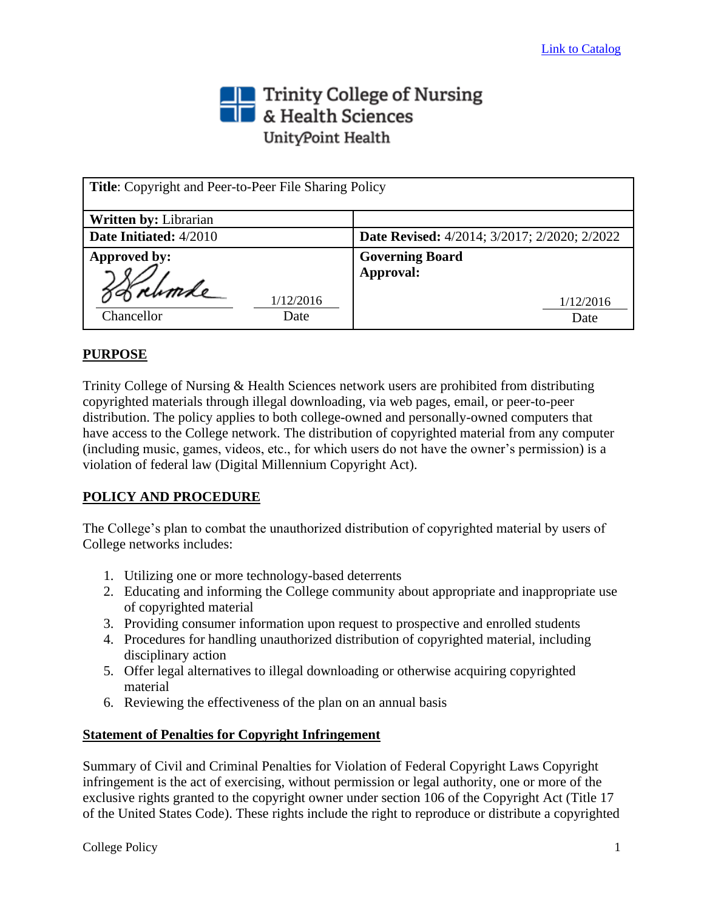Link to Catalog

Trinity College of Nursing & Health Sciences
UnityPoint Health

| **Title**: Copyright and Peer-to-Peer File Sharing Policy | |
|---|---|
| **Written by:** Librarian | |
| **Date Initiated:** 4/2010 | **Date Revised:** 4/2014; 3/2017; 2/2020; 2/2022 |
| **Approved by:** Chancellor — Date: 1/12/2016 | **Governing Board Approval:** Date: 1/12/2016 |

## PURPOSE

Trinity College of Nursing & Health Sciences network users are prohibited from distributing copyrighted materials through illegal downloading, via web pages, email, or peer-to-peer distribution. The policy applies to both college-owned and personally-owned computers that have access to the College network. The distribution of copyrighted material from any computer (including music, games, videos, etc., for which users do not have the owner's permission) is a violation of federal law (Digital Millennium Copyright Act).

## POLICY AND PROCEDURE

The College's plan to combat the unauthorized distribution of copyrighted material by users of College networks includes:

1. Utilizing one or more technology-based deterrents
2. Educating and informing the College community about appropriate and inappropriate use of copyrighted material
3. Providing consumer information upon request to prospective and enrolled students
4. Procedures for handling unauthorized distribution of copyrighted material, including disciplinary action
5. Offer legal alternatives to illegal downloading or otherwise acquiring copyrighted material
6. Reviewing the effectiveness of the plan on an annual basis

### Statement of Penalties for Copyright Infringement

Summary of Civil and Criminal Penalties for Violation of Federal Copyright Laws Copyright infringement is the act of exercising, without permission or legal authority, one or more of the exclusive rights granted to the copyright owner under section 106 of the Copyright Act (Title 17 of the United States Code). These rights include the right to reproduce or distribute a copyrighted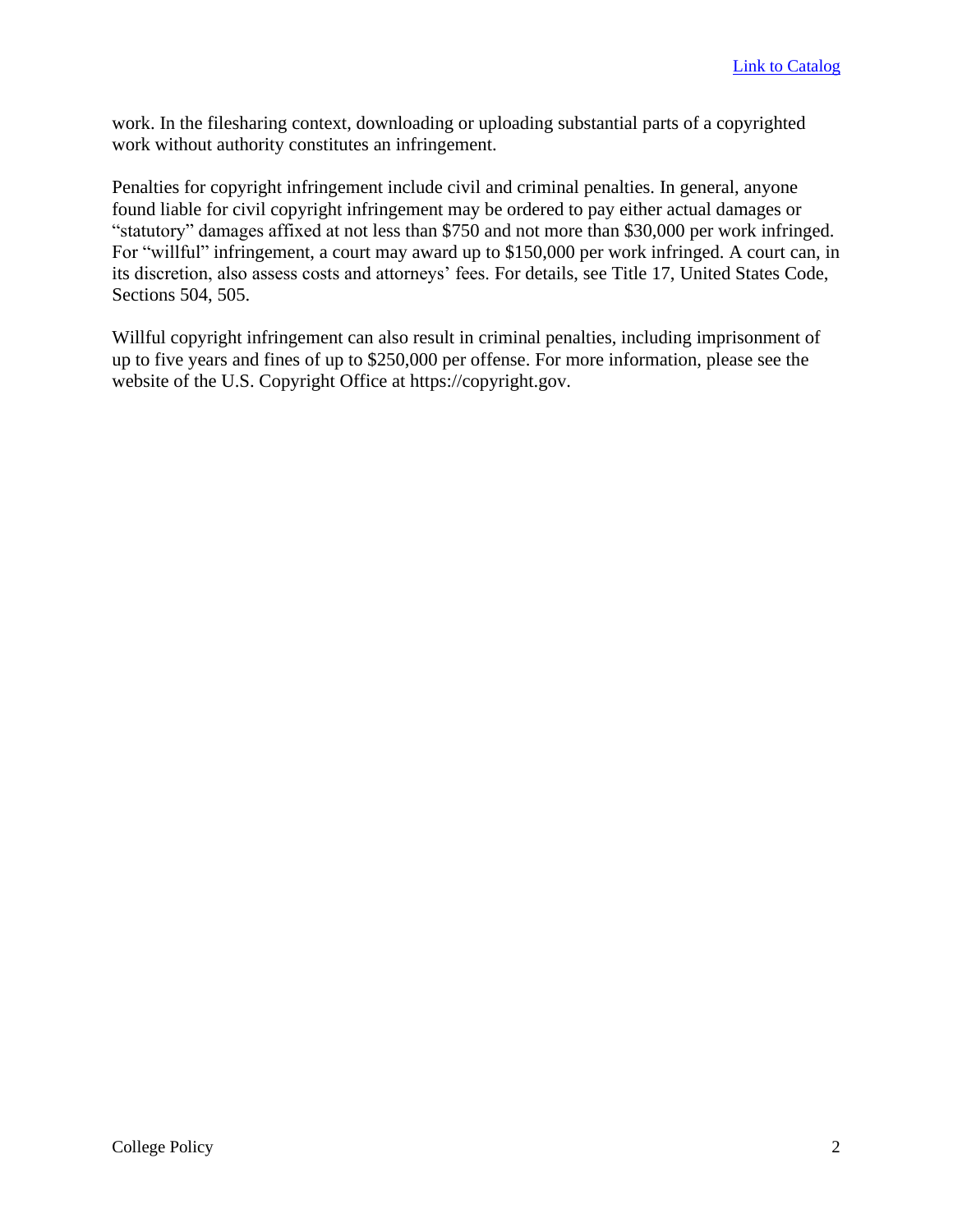work. In the filesharing context, downloading or uploading substantial parts of a copyrighted work without authority constitutes an infringement.

Penalties for copyright infringement include civil and criminal penalties. In general, anyone found liable for civil copyright infringement may be ordered to pay either actual damages or "statutory" damages affixed at not less than $750 and not more than $30,000 per work infringed. For "willful" infringement, a court may award up to $150,000 per work infringed. A court can, in its discretion, also assess costs and attorneys' fees. For details, see Title 17, United States Code, Sections 504, 505.

Willful copyright infringement can also result in criminal penalties, including imprisonment of up to five years and fines of up to $250,000 per offense. For more information, please see the website of the U.S. Copyright Office at https://copyright.gov.